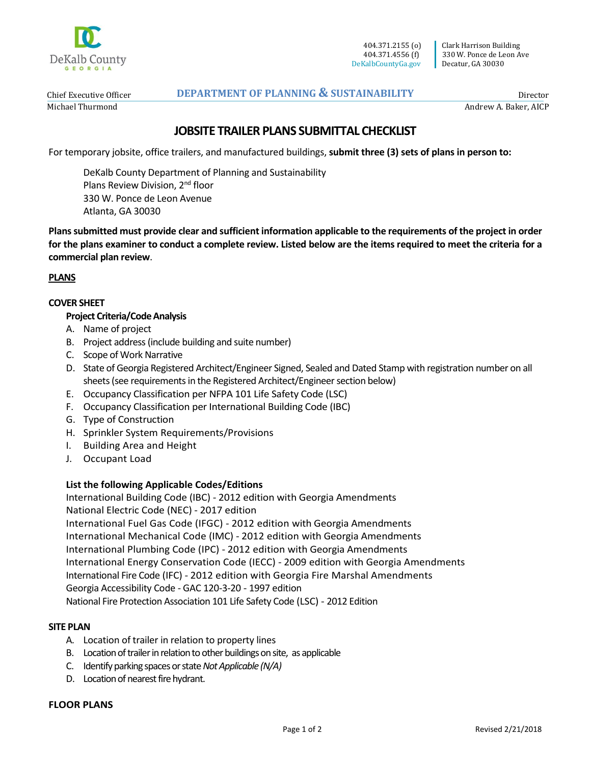DeKalb County
GEORGIA

404.371.2155 (o)
404.371.4556 (f)
DeKalbCountyGa.gov

Clark Harrison Building
330 W. Ponce de Leon Ave
Decatur, GA 30030

Chief Executive Officer
Michael Thurmond

**DEPARTMENT OF PLANNING & SUSTAINABILITY**

Director
Andrew A. Baker, AICP

# JOBSITE TRAILER PLANS SUBMITTAL CHECKLIST

For temporary jobsite, office trailers, and manufactured buildings, **submit three (3) sets of plans in person to:**

DeKalb County Department of Planning and Sustainability
Plans Review Division, 2nd floor
330 W. Ponce de Leon Avenue
Atlanta, GA 30030

**Plans submitted must provide clear and sufficient information applicable to the requirements of the project in order for the plans examiner to conduct a complete review. Listed below are the items required to meet the criteria for a commercial plan review**.

## PLANS

### COVER SHEET

**Project Criteria/Code Analysis**

A. Name of project
B. Project address (include building and suite number)
C. Scope of Work Narrative
D. State of Georgia Registered Architect/Engineer Signed, Sealed and Dated Stamp with registration number on all sheets (see requirements in the Registered Architect/Engineer section below)
E. Occupancy Classification per NFPA 101 Life Safety Code (LSC)
F. Occupancy Classification per International Building Code (IBC)
G. Type of Construction
H. Sprinkler System Requirements/Provisions
I. Building Area and Height
J. Occupant Load

**List the following Applicable Codes/Editions**

International Building Code (IBC) - 2012 edition with Georgia Amendments
National Electric Code (NEC) - 2017 edition
International Fuel Gas Code (IFGC) - 2012 edition with Georgia Amendments
International Mechanical Code (IMC) - 2012 edition with Georgia Amendments
International Plumbing Code (IPC) - 2012 edition with Georgia Amendments
International Energy Conservation Code (IECC) - 2009 edition with Georgia Amendments
International Fire Code (IFC) - 2012 edition with Georgia Fire Marshal Amendments
Georgia Accessibility Code - GAC 120-3-20 - 1997 edition
National Fire Protection Association 101 Life Safety Code (LSC) - 2012 Edition

### SITE PLAN

A. Location of trailer in relation to property lines
B. Location of trailer in relation to other buildings on site, as applicable
C. Identify parking spaces or state *Not Applicable (N/A)*
D. Location of nearest fire hydrant.

### FLOOR PLANS

Revised 2/21/2018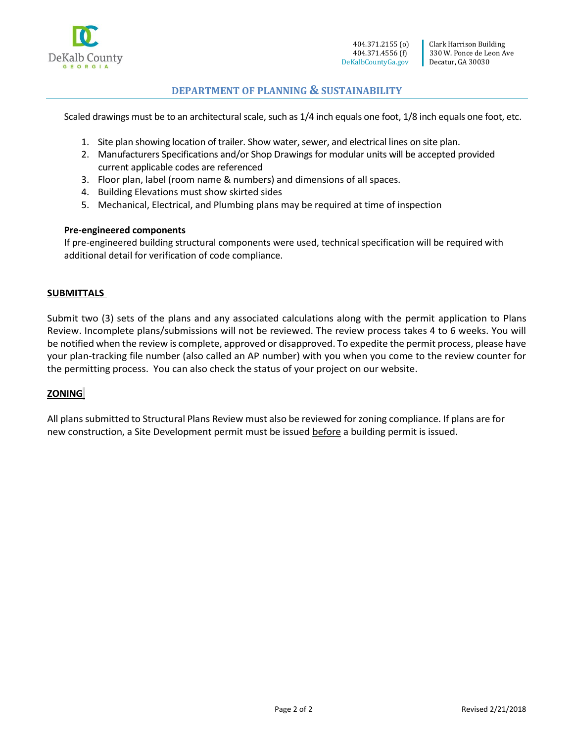Scaled drawings must be to an architectural scale, such as 1/4 inch equals one foot, 1/8 inch equals one foot, etc.

1. Site plan showing location of trailer. Show water, sewer, and electrical lines on site plan.
2. Manufacturers Specifications and/or Shop Drawings for modular units will be accepted provided current applicable codes are referenced
3. Floor plan, label (room name & numbers) and dimensions of all spaces.
4. Building Elevations must show skirted sides
5. Mechanical, Electrical, and Plumbing plans may be required at time of inspection

**Pre-engineered components**

If pre-engineered building structural components were used, technical specification will be required with additional detail for verification of code compliance.

## SUBMITTALS

Submit two (3) sets of the plans and any associated calculations along with the permit application to Plans Review. Incomplete plans/submissions will not be reviewed. The review process takes 4 to 6 weeks. You will be notified when the review is complete, approved or disapproved. To expedite the permit process, please have your plan-tracking file number (also called an AP number) with you when you come to the review counter for the permitting process. You can also check the status of your project on our website.

## ZONING

All plans submitted to Structural Plans Review must also be reviewed for zoning compliance. If plans are for new construction, a Site Development permit must be issued before a building permit is issued.